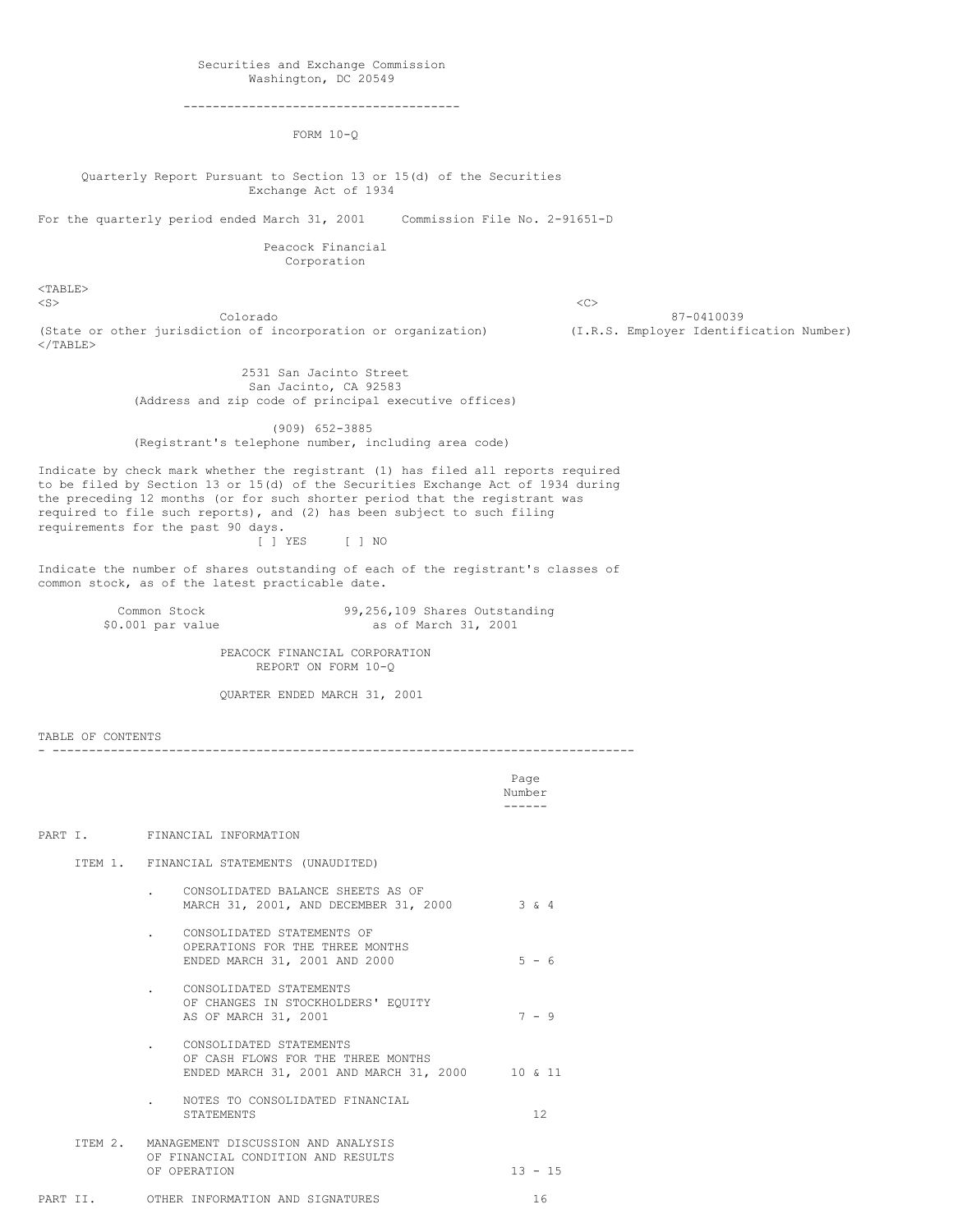Securities and Exchange Commission
Washington, DC 20549

---

# FORM 10-Q

Quarterly Report Pursuant to Section 13 or 15(d) of the Securities Exchange Act of 1934

For the quarterly period ended March 31, 2001 Commission File No. 2-91651-D

## Peacock Financial Corporation

| Colorado | 87-0410039 |
|---|---|
| (State or other jurisdiction of incorporation or organization) | (I.R.S. Employer Identification Number) |

2531 San Jacinto Street
San Jacinto, CA 92583
(Address and zip code of principal executive offices)

(909) 652-3885
(Registrant's telephone number, including area code)

Indicate by check mark whether the registrant (1) has filed all reports required to be filed by Section 13 or 15(d) of the Securities Exchange Act of 1934 during the preceding 12 months (or for such shorter period that the registrant was required to file such reports), and (2) has been subject to such filing requirements for the past 90 days.

[ ] YES [ ] NO

Indicate the number of shares outstanding of each of the registrant's classes of common stock, as of the latest practicable date.

| Common Stock $0.001 par value | 99,256,109 Shares Outstanding as of March 31, 2001 |
|---|---|

PEACOCK FINANCIAL CORPORATION
REPORT ON FORM 10-Q

QUARTER ENDED MARCH 31, 2001

TABLE OF CONTENTS

---

| | | Page Number |
|---|---|---|
| PART I. | FINANCIAL INFORMATION | |
| ITEM 1. | FINANCIAL STATEMENTS (UNAUDITED) | |
| | . CONSOLIDATED BALANCE SHEETS AS OF MARCH 31, 2001, AND DECEMBER 31, 2000 | 3 & 4 |
| | . CONSOLIDATED STATEMENTS OF OPERATIONS FOR THE THREE MONTHS ENDED MARCH 31, 2001 AND 2000 | 5 - 6 |
| | . CONSOLIDATED STATEMENTS OF CHANGES IN STOCKHOLDERS' EQUITY AS OF MARCH 31, 2001 | 7 - 9 |
| | . CONSOLIDATED STATEMENTS OF CASH FLOWS FOR THE THREE MONTHS ENDED MARCH 31, 2001 AND MARCH 31, 2000 | 10 & 11 |
| | . NOTES TO CONSOLIDATED FINANCIAL STATEMENTS | 12 |
| ITEM 2. | MANAGEMENT DISCUSSION AND ANALYSIS OF FINANCIAL CONDITION AND RESULTS OF OPERATION | 13 - 15 |
| PART II. | OTHER INFORMATION AND SIGNATURES | 16 |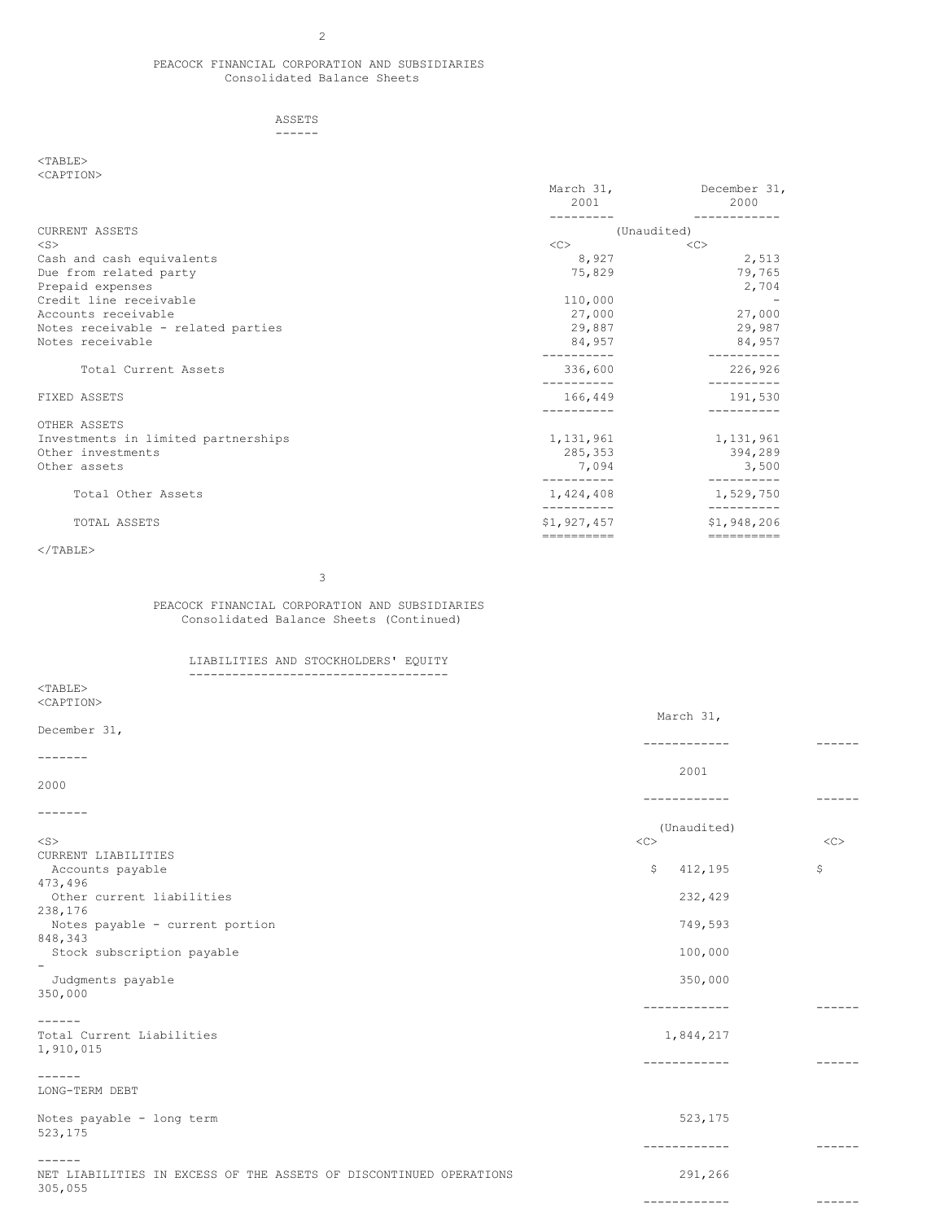## PEACOCK FINANCIAL CORPORATION AND SUBSIDIARIES
### Consolidated Balance Sheets

#### ASSETS

| | March 31, 2001 | December 31, 2000 |
|---|---|---|
| | (Unaudited) | |
| **CURRENT ASSETS** | | |
| Cash and cash equivalents | 8,927 | 2,513 |
| Due from related party | 75,829 | 79,765 |
| Prepaid expenses | | 2,704 |
| Credit line receivable | 110,000 | - |
| Accounts receivable | 27,000 | 27,000 |
| Notes receivable - related parties | 29,887 | 29,987 |
| Notes receivable | 84,957 | 84,957 |
| Total Current Assets | 336,600 | 226,926 |
| **FIXED ASSETS** | 166,449 | 191,530 |
| **OTHER ASSETS** | | |
| Investments in limited partnerships | 1,131,961 | 1,131,961 |
| Other investments | 285,353 | 394,289 |
| Other assets | 7,094 | 3,500 |
| Total Other Assets | 1,424,408 | 1,529,750 |
| TOTAL ASSETS | $1,927,457 | $1,948,206 |

## PEACOCK FINANCIAL CORPORATION AND SUBSIDIARIES
### Consolidated Balance Sheets (Continued)

#### LIABILITIES AND STOCKHOLDERS' EQUITY

| | March 31, 2001 | December 31, 2000 |
|---|---|---|
| | (Unaudited) | |
| **CURRENT LIABILITIES** | | |
| Accounts payable | $ 412,195 | $ 473,496 |
| Other current liabilities | 232,429 | 238,176 |
| Notes payable - current portion | 749,593 | 848,343 |
| Stock subscription payable | 100,000 | - |
| Judgments payable | 350,000 | 350,000 |
| Total Current Liabilities | 1,844,217 | 1,910,015 |
| **LONG-TERM DEBT** | | |
| Notes payable - long term | 523,175 | 523,175 |
| NET LIABILITIES IN EXCESS OF THE ASSETS OF DISCONTINUED OPERATIONS | 291,266 | 305,055 |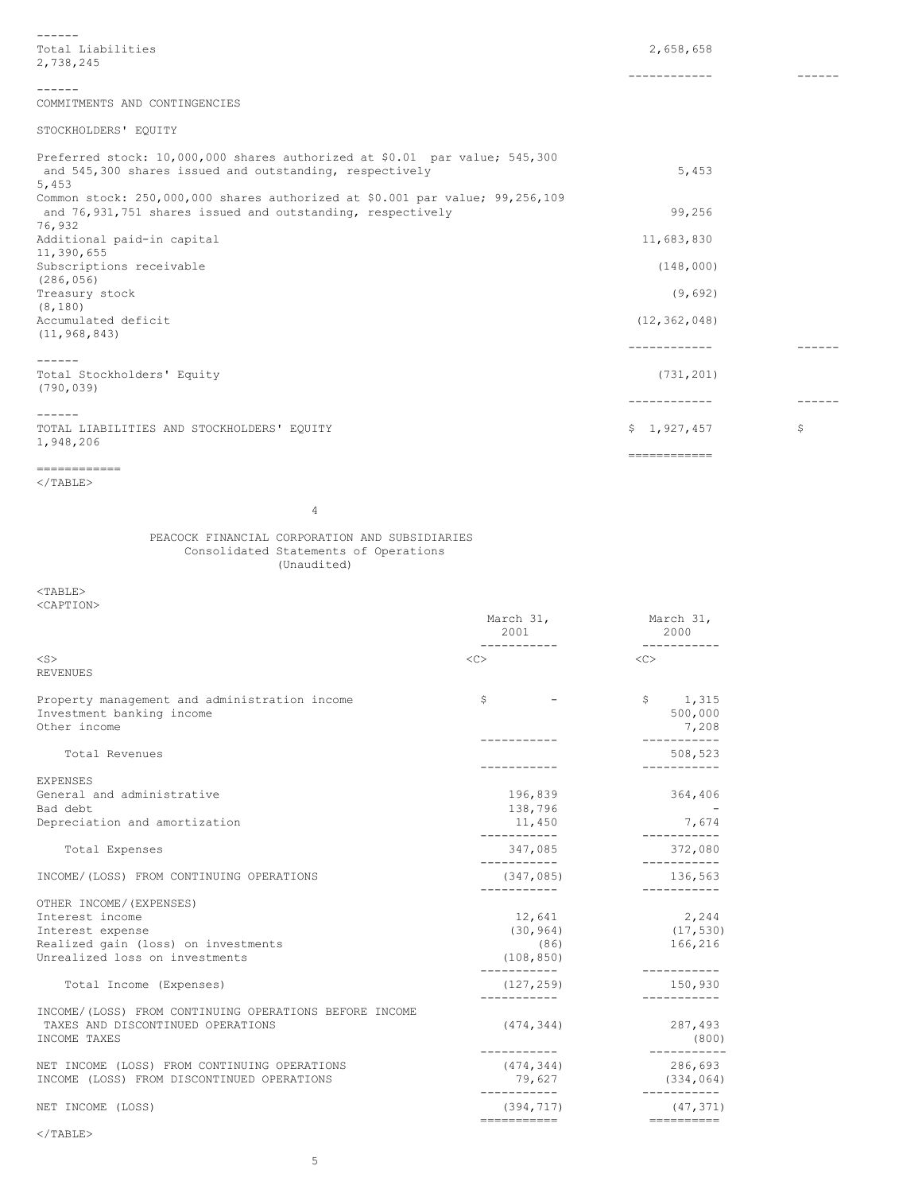| | | |
|---|---|---|
| Total Liabilities | 2,658,658 | 2,738,245 |
| COMMITMENTS AND CONTINGENCIES | | |
| STOCKHOLDERS' EQUITY | | |
| Preferred stock: 10,000,000 shares authorized at $0.01 par value; 545,300 and 545,300 shares issued and outstanding, respectively | 5,453 | 5,453 |
| Common stock: 250,000,000 shares authorized at $0.001 par value; 99,256,109 and 76,931,751 shares issued and outstanding, respectively | 99,256 | 76,932 |
| Additional paid-in capital | 11,683,830 | 11,390,655 |
| Subscriptions receivable | (148,000) | (286,056) |
| Treasury stock | (9,692) | (8,180) |
| Accumulated deficit | (12,362,048) | (11,968,843) |
| Total Stockholders' Equity | (731,201) | (790,039) |
| TOTAL LIABILITIES AND STOCKHOLDERS' EQUITY | $ 1,927,457 | $ 1,948,206 |

PEACOCK FINANCIAL CORPORATION AND SUBSIDIARIES
Consolidated Statements of Operations
(Unaudited)

| | March 31, 2001 | March 31, 2000 |
|---|---|---|
| REVENUES | | |
| Property management and administration income | $ - | $ 1,315 |
| Investment banking income | | 500,000 |
| Other income | | 7,208 |
| Total Revenues | | 508,523 |
| EXPENSES | | |
| General and administrative | 196,839 | 364,406 |
| Bad debt | 138,796 | - |
| Depreciation and amortization | 11,450 | 7,674 |
| Total Expenses | 347,085 | 372,080 |
| INCOME/(LOSS) FROM CONTINUING OPERATIONS | (347,085) | 136,563 |
| OTHER INCOME/(EXPENSES) | | |
| Interest income | 12,641 | 2,244 |
| Interest expense | (30,964) | (17,530) |
| Realized gain (loss) on investments | (86) | 166,216 |
| Unrealized loss on investments | (108,850) | |
| Total Income (Expenses) | (127,259) | 150,930 |
| INCOME/(LOSS) FROM CONTINUING OPERATIONS BEFORE INCOME TAXES AND DISCONTINUED OPERATIONS | (474,344) | 287,493 |
| INCOME TAXES | | (800) |
| NET INCOME (LOSS) FROM CONTINUING OPERATIONS | (474,344) | 286,693 |
| INCOME (LOSS) FROM DISCONTINUED OPERATIONS | 79,627 | (334,064) |
| NET INCOME (LOSS) | (394,717) | (47,371) |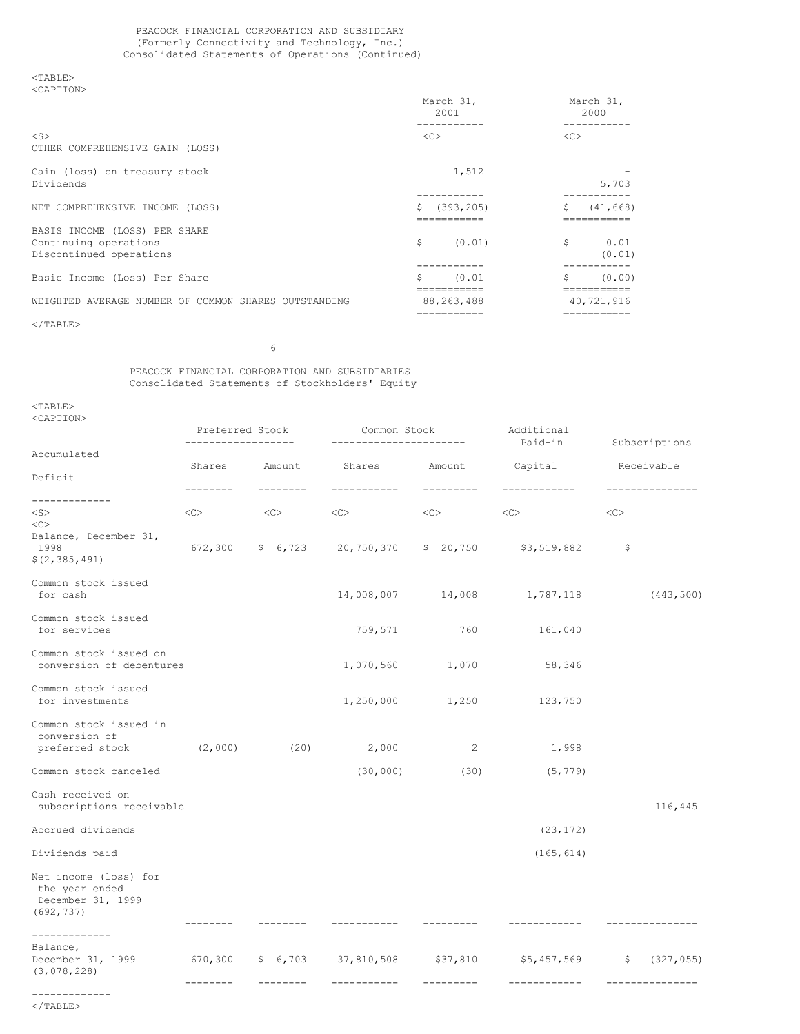PEACOCK FINANCIAL CORPORATION AND SUBSIDIARY
(Formerly Connectivity and Technology, Inc.)
Consolidated Statements of Operations (Continued)

| | March 31, 2001 | March 31, 2000 |
|---|---|---|
| OTHER COMPREHENSIVE GAIN (LOSS) | | |
| Gain (loss) on treasury stock | 1,512 | - |
| Dividends | | 5,703 |
| NET COMPREHENSIVE INCOME (LOSS) | $ (393,205) | $ (41,668) |
| BASIS INCOME (LOSS) PER SHARE | | |
| Continuing operations | $ (0.01) | $ 0.01 |
| Discontinued operations | | (0.01) |
| Basic Income (Loss) Per Share | $ (0.01 | $ (0.00) |
| WEIGHTED AVERAGE NUMBER OF COMMON SHARES OUTSTANDING | 88,263,488 | 40,721,916 |

PEACOCK FINANCIAL CORPORATION AND SUBSIDIARIES
Consolidated Statements of Stockholders' Equity

| | Preferred Stock | | Common Stock | | Additional Paid-in | Subscriptions | Accumulated |
|---|---|---|---|---|---|---|---|
| | Shares | Amount | Shares | Amount | Capital | Receivable | Deficit |
| Balance, December 31, 1998 | 672,300 | $ 6,723 | 20,750,370 | $ 20,750 | $3,519,882 | $ | $(2,385,491) |
| Common stock issued for cash | | | 14,008,007 | 14,008 | 1,787,118 | (443,500) | |
| Common stock issued for services | | | 759,571 | 760 | 161,040 | | |
| Common stock issued on conversion of debentures | | | 1,070,560 | 1,070 | 58,346 | | |
| Common stock issued for investments | | | 1,250,000 | 1,250 | 123,750 | | |
| Common stock issued in conversion of preferred stock | (2,000) | (20) | 2,000 | 2 | 1,998 | | |
| Common stock canceled | | | (30,000) | (30) | (5,779) | | |
| Cash received on subscriptions receivable | | | | | | 116,445 | |
| Accrued dividends | | | | | (23,172) | | |
| Dividends paid | | | | | (165,614) | | |
| Net income (loss) for the year ended December 31, 1999 | | | | | | | (692,737) |
| Balance, December 31, 1999 | 670,300 | $ 6,703 | 37,810,508 | $37,810 | $5,457,569 | $ (327,055) | (3,078,228) |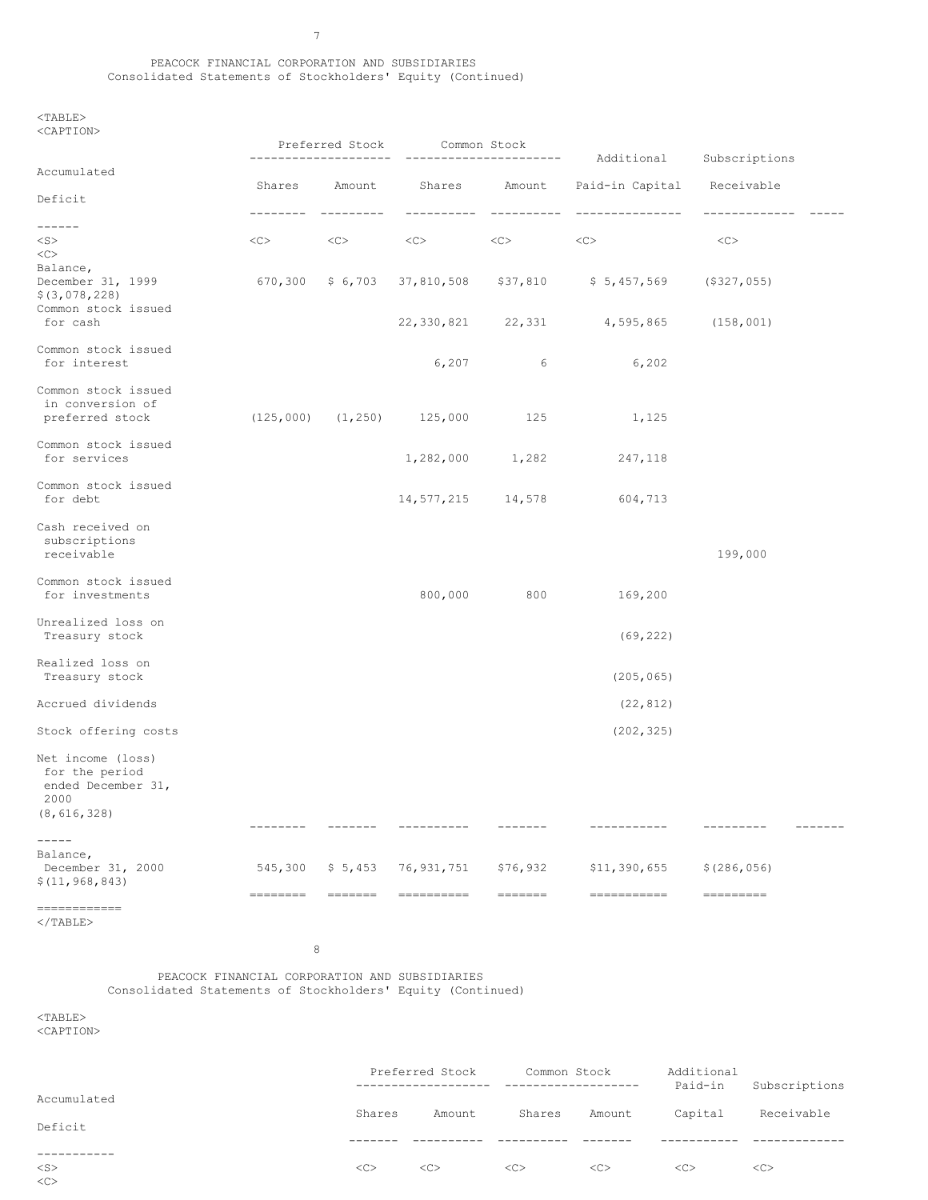PEACOCK FINANCIAL CORPORATION AND SUBSIDIARIES
Consolidated Statements of Stockholders' Equity (Continued)

| | Preferred Stock | | Common Stock | | Additional | Subscriptions | Accumulated |
|---|---|---|---|---|---|---|---|
| | Shares | Amount | Shares | Amount | Paid-in Capital | Receivable | Deficit |
| Balance, December 31, 1999 | 670,300 | $ 6,703 | 37,810,508 | $37,810 | $ 5,457,569 | ($327,055) | $(3,078,228) |
| Common stock issued for cash | | | 22,330,821 | 22,331 | 4,595,865 | (158,001) | |
| Common stock issued for interest | | | 6,207 | 6 | 6,202 | | |
| Common stock issued in conversion of preferred stock | (125,000) | (1,250) | 125,000 | 125 | 1,125 | | |
| Common stock issued for services | | | 1,282,000 | 1,282 | 247,118 | | |
| Common stock issued for debt | | | 14,577,215 | 14,578 | 604,713 | | |
| Cash received on subscriptions receivable | | | | | | 199,000 | |
| Common stock issued for investments | | | 800,000 | 800 | 169,200 | | |
| Unrealized loss on Treasury stock | | | | | (69,222) | | |
| Realized loss on Treasury stock | | | | | (205,065) | | |
| Accrued dividends | | | | | (22,812) | | |
| Stock offering costs | | | | | (202,325) | | |
| Net income (loss) for the period ended December 31, 2000 | | | | | | | (8,616,328) |
| Balance, December 31, 2000 | 545,300 | $ 5,453 | 76,931,751 | $76,932 | $11,390,655 | $(286,056) | $(11,968,843) |

PEACOCK FINANCIAL CORPORATION AND SUBSIDIARIES
Consolidated Statements of Stockholders' Equity (Continued)

| | Preferred Stock | | Common Stock | | Additional Paid-in | Subscriptions | Accumulated |
|---|---|---|---|---|---|---|---|
| | Shares | Amount | Shares | Amount | Capital | Receivable | Deficit |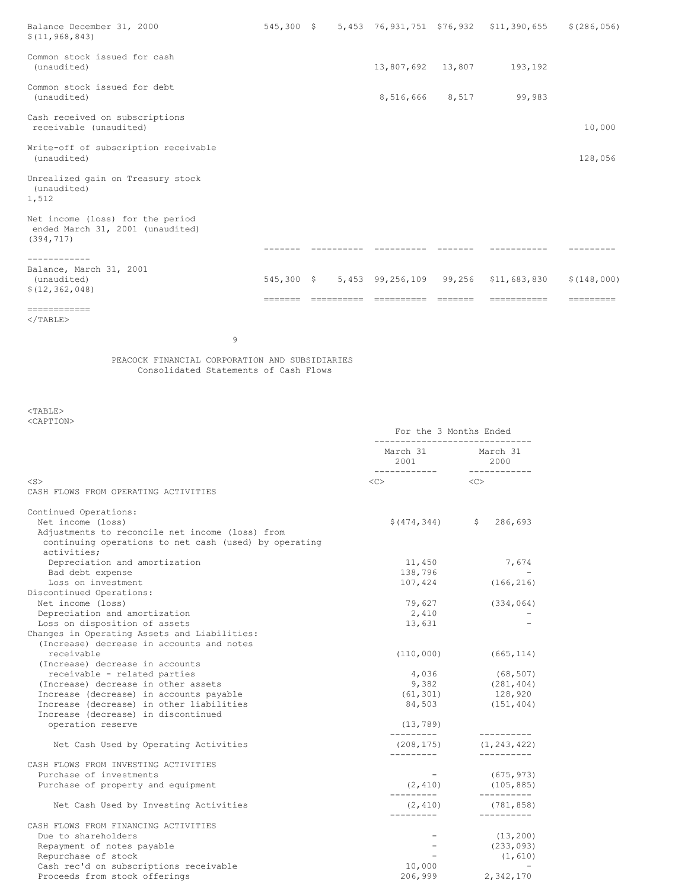| | | | | | | | |
|---|---|---|---|---|---|---|---|
| Balance December 31, 2000 | 545,300 | $ 5,453 | 76,931,751 | $76,932 | $11,390,655 | $(286,056) | $(11,968,843) |
| Common stock issued for cash (unaudited) | | | 13,807,692 | 13,807 | 193,192 | | |
| Common stock issued for debt (unaudited) | | | 8,516,666 | 8,517 | 99,983 | | |
| Cash received on subscriptions receivable (unaudited) | | | | | | 10,000 | |
| Write-off of subscription receivable (unaudited) | | | | | | 128,056 | |
| Unrealized gain on Treasury stock (unaudited) | | | | | | | 1,512 |
| Net income (loss) for the period ended March 31, 2001 (unaudited) | | | | | | | (394,717) |
| Balance, March 31, 2001 (unaudited) | 545,300 | $ 5,453 | 99,256,109 | 99,256 | $11,683,830 | $(148,000) | $(12,362,048) |

PEACOCK FINANCIAL CORPORATION AND SUBSIDIARIES
Consolidated Statements of Cash Flows

| | For the 3 Months Ended March 31 2001 | For the 3 Months Ended March 31 2000 |
|---|---|---|
| **CASH FLOWS FROM OPERATING ACTIVITIES** | | |
| Continued Operations: | | |
| Net income (loss) | $(474,344) | $ 286,693 |
| Adjustments to reconcile net income (loss) from continuing operations to net cash (used) by operating activities; | | |
| Depreciation and amortization | 11,450 | 7,674 |
| Bad debt expense | 138,796 | - |
| Loss on investment | 107,424 | (166,216) |
| Discontinued Operations: | | |
| Net income (loss) | 79,627 | (334,064) |
| Depreciation and amortization | 2,410 | - |
| Loss on disposition of assets | 13,631 | - |
| Changes in Operating Assets and Liabilities: | | |
| (Increase) decrease in accounts and notes receivable | (110,000) | (665,114) |
| (Increase) decrease in accounts receivable - related parties | 4,036 | (68,507) |
| (Increase) decrease in other assets | 9,382 | (281,404) |
| Increase (decrease) in accounts payable | (61,301) | 128,920 |
| Increase (decrease) in other liabilities | 84,503 | (151,404) |
| Increase (decrease) in discontinued operation reserve | (13,789) | |
| Net Cash Used by Operating Activities | (208,175) | (1,243,422) |
| **CASH FLOWS FROM INVESTING ACTIVITIES** | | |
| Purchase of investments | - | (675,973) |
| Purchase of property and equipment | (2,410) | (105,885) |
| Net Cash Used by Investing Activities | (2,410) | (781,858) |
| **CASH FLOWS FROM FINANCING ACTIVITIES** | | |
| Due to shareholders | - | (13,200) |
| Repayment of notes payable | - | (233,093) |
| Repurchase of stock | - | (1,610) |
| Cash rec'd on subscriptions receivable | 10,000 | - |
| Proceeds from stock offerings | 206,999 | 2,342,170 |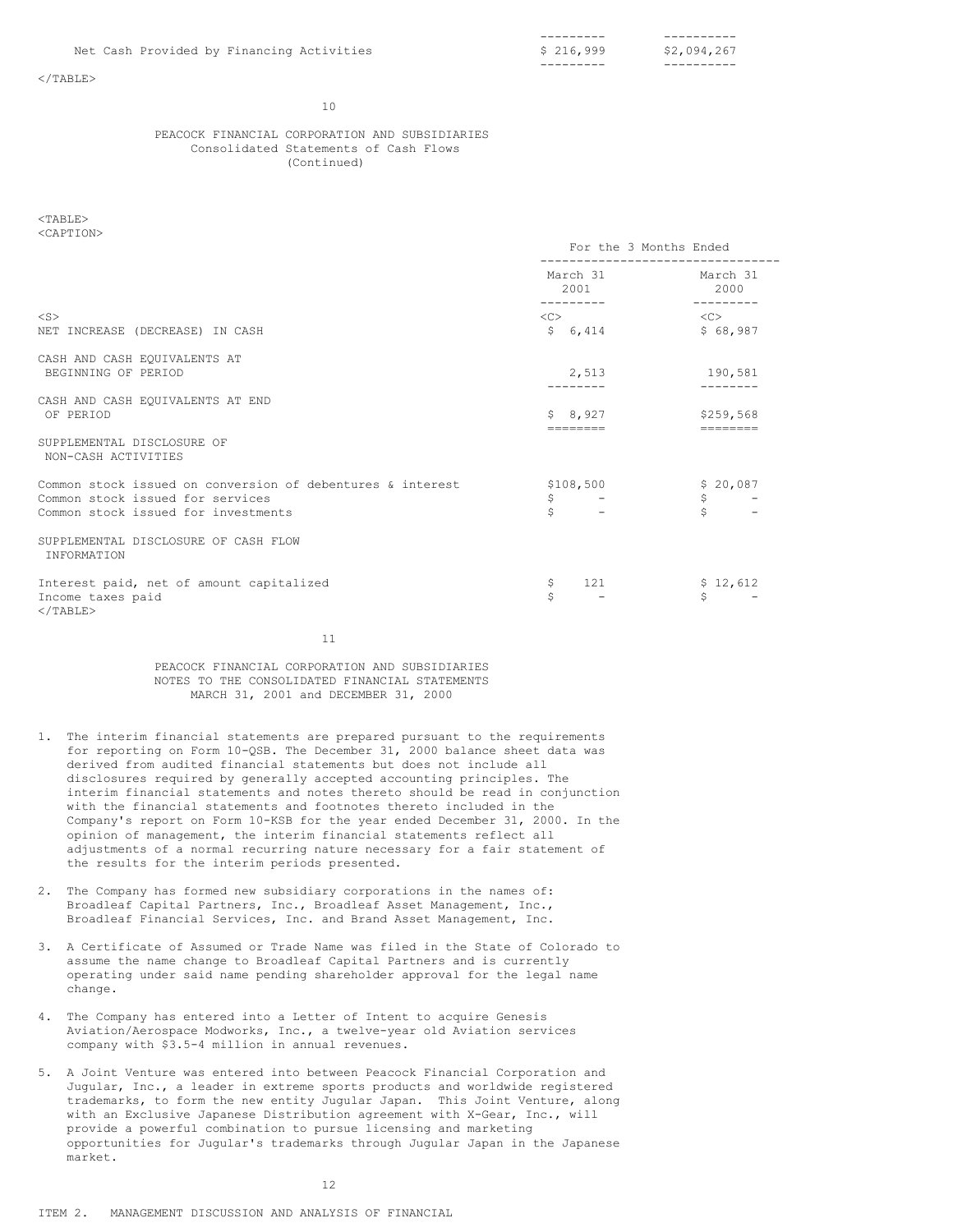| | | |
|---|---|---|
| Net Cash Provided by Financing Activities | $ 216,999 | $2,094,267 |

## PEACOCK FINANCIAL CORPORATION AND SUBSIDIARIES
### Consolidated Statements of Cash Flows
### (Continued)

| | For the 3 Months Ended | |
|---|---|---|
| | March 31 2001 | March 31 2000 |
| NET INCREASE (DECREASE) IN CASH | $ 6,414 | $ 68,987 |
| CASH AND CASH EQUIVALENTS AT BEGINNING OF PERIOD | 2,513 | 190,581 |
| CASH AND CASH EQUIVALENTS AT END OF PERIOD | $ 8,927 | $259,568 |
| SUPPLEMENTAL DISCLOSURE OF NON-CASH ACTIVITIES | | |
| Common stock issued on conversion of debentures & interest | $108,500 | $ 20,087 |
| Common stock issued for services | $ - | $ - |
| Common stock issued for investments | $ - | $ - |
| SUPPLEMENTAL DISCLOSURE OF CASH FLOW INFORMATION | | |
| Interest paid, net of amount capitalized | $ 121 | $ 12,612 |
| Income taxes paid | $ - | $ - |

## PEACOCK FINANCIAL CORPORATION AND SUBSIDIARIES
### NOTES TO THE CONSOLIDATED FINANCIAL STATEMENTS
### MARCH 31, 2001 and DECEMBER 31, 2000

1. The interim financial statements are prepared pursuant to the requirements for reporting on Form 10-QSB. The December 31, 2000 balance sheet data was derived from audited financial statements but does not include all disclosures required by generally accepted accounting principles. The interim financial statements and notes thereto should be read in conjunction with the financial statements and footnotes thereto included in the Company's report on Form 10-KSB for the year ended December 31, 2000. In the opinion of management, the interim financial statements reflect all adjustments of a normal recurring nature necessary for a fair statement of the results for the interim periods presented.

2. The Company has formed new subsidiary corporations in the names of: Broadleaf Capital Partners, Inc., Broadleaf Asset Management, Inc., Broadleaf Financial Services, Inc. and Brand Asset Management, Inc.

3. A Certificate of Assumed or Trade Name was filed in the State of Colorado to assume the name change to Broadleaf Capital Partners and is currently operating under said name pending shareholder approval for the legal name change.

4. The Company has entered into a Letter of Intent to acquire Genesis Aviation/Aerospace Modworks, Inc., a twelve-year old Aviation services company with $3.5-4 million in annual revenues.

5. A Joint Venture was entered into between Peacock Financial Corporation and Jugular, Inc., a leader in extreme sports products and worldwide registered trademarks, to form the new entity Jugular Japan. This Joint Venture, along with an Exclusive Japanese Distribution agreement with X-Gear, Inc., will provide a powerful combination to pursue licensing and marketing opportunities for Jugular's trademarks through Jugular Japan in the Japanese market.

ITEM 2. MANAGEMENT DISCUSSION AND ANALYSIS OF FINANCIAL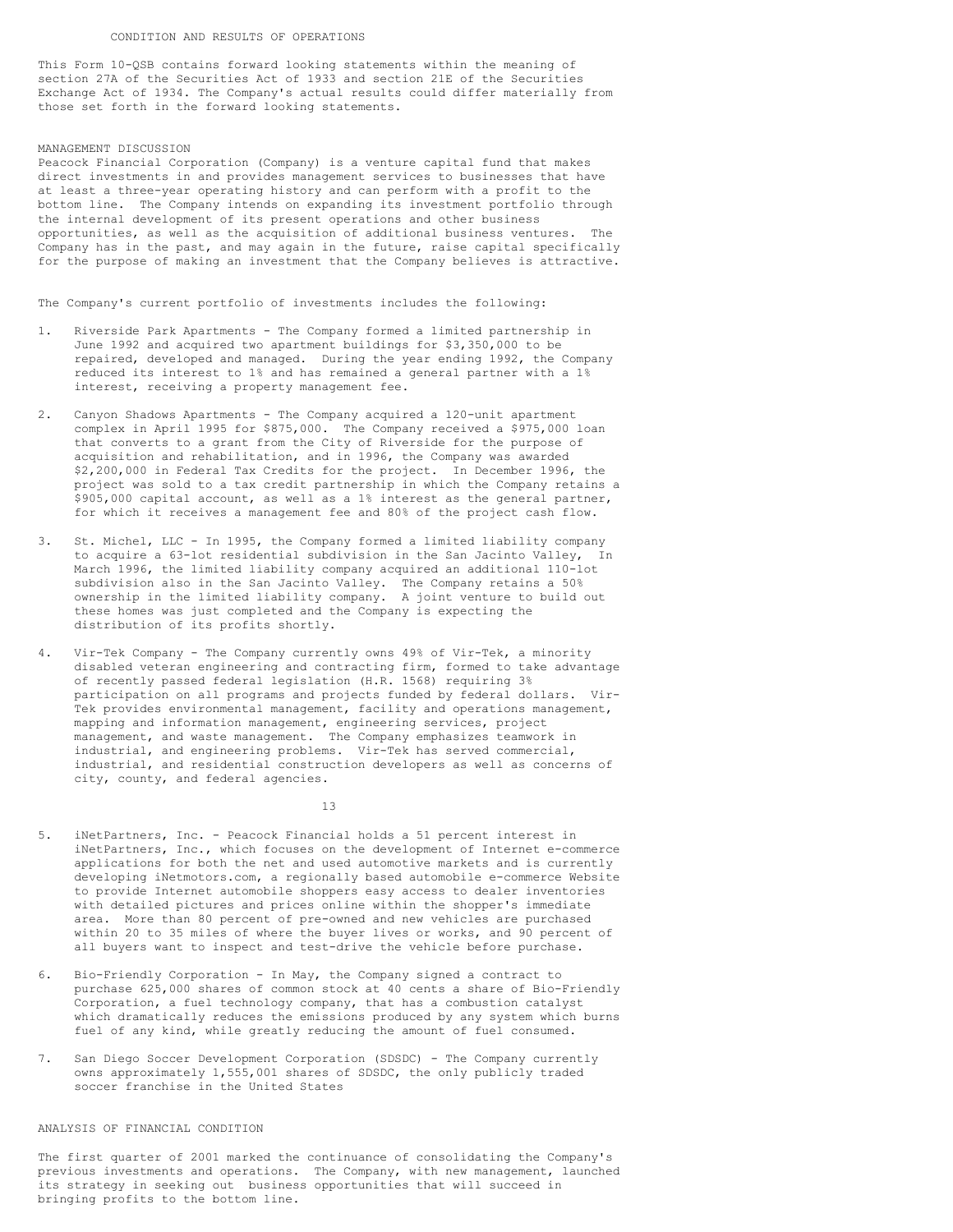CONDITION AND RESULTS OF OPERATIONS

This Form 10-QSB contains forward looking statements within the meaning of section 27A of the Securities Act of 1933 and section 21E of the Securities Exchange Act of 1934. The Company's actual results could differ materially from those set forth in the forward looking statements.

## MANAGEMENT DISCUSSION

Peacock Financial Corporation (Company) is a venture capital fund that makes direct investments in and provides management services to businesses that have at least a three-year operating history and can perform with a profit to the bottom line. The Company intends on expanding its investment portfolio through the internal development of its present operations and other business opportunities, as well as the acquisition of additional business ventures. The Company has in the past, and may again in the future, raise capital specifically for the purpose of making an investment that the Company believes is attractive.

The Company's current portfolio of investments includes the following:

1. Riverside Park Apartments - The Company formed a limited partnership in June 1992 and acquired two apartment buildings for $3,350,000 to be repaired, developed and managed. During the year ending 1992, the Company reduced its interest to 1% and has remained a general partner with a 1% interest, receiving a property management fee.

2. Canyon Shadows Apartments - The Company acquired a 120-unit apartment complex in April 1995 for $875,000. The Company received a $975,000 loan that converts to a grant from the City of Riverside for the purpose of acquisition and rehabilitation, and in 1996, the Company was awarded $2,200,000 in Federal Tax Credits for the project. In December 1996, the project was sold to a tax credit partnership in which the Company retains a $905,000 capital account, as well as a 1% interest as the general partner, for which it receives a management fee and 80% of the project cash flow.

3. St. Michel, LLC - In 1995, the Company formed a limited liability company to acquire a 63-lot residential subdivision in the San Jacinto Valley, In March 1996, the limited liability company acquired an additional 110-lot subdivision also in the San Jacinto Valley. The Company retains a 50% ownership in the limited liability company. A joint venture to build out these homes was just completed and the Company is expecting the distribution of its profits shortly.

4. Vir-Tek Company - The Company currently owns 49% of Vir-Tek, a minority disabled veteran engineering and contracting firm, formed to take advantage of recently passed federal legislation (H.R. 1568) requiring 3% participation on all programs and projects funded by federal dollars. Vir-Tek provides environmental management, facility and operations management, mapping and information management, engineering services, project management, and waste management. The Company emphasizes teamwork in industrial, and engineering problems. Vir-Tek has served commercial, industrial, and residential construction developers as well as concerns of city, county, and federal agencies.

5. iNetPartners, Inc. - Peacock Financial holds a 51 percent interest in iNetPartners, Inc., which focuses on the development of Internet e-commerce applications for both the net and used automotive markets and is currently developing iNetmotors.com, a regionally based automobile e-commerce Website to provide Internet automobile shoppers easy access to dealer inventories with detailed pictures and prices online within the shopper's immediate area. More than 80 percent of pre-owned and new vehicles are purchased within 20 to 35 miles of where the buyer lives or works, and 90 percent of all buyers want to inspect and test-drive the vehicle before purchase.

6. Bio-Friendly Corporation - In May, the Company signed a contract to purchase 625,000 shares of common stock at 40 cents a share of Bio-Friendly Corporation, a fuel technology company, that has a combustion catalyst which dramatically reduces the emissions produced by any system which burns fuel of any kind, while greatly reducing the amount of fuel consumed.

7. San Diego Soccer Development Corporation (SDSDC) - The Company currently owns approximately 1,555,001 shares of SDSDC, the only publicly traded soccer franchise in the United States

## ANALYSIS OF FINANCIAL CONDITION

The first quarter of 2001 marked the continuance of consolidating the Company's previous investments and operations. The Company, with new management, launched its strategy in seeking out business opportunities that will succeed in bringing profits to the bottom line.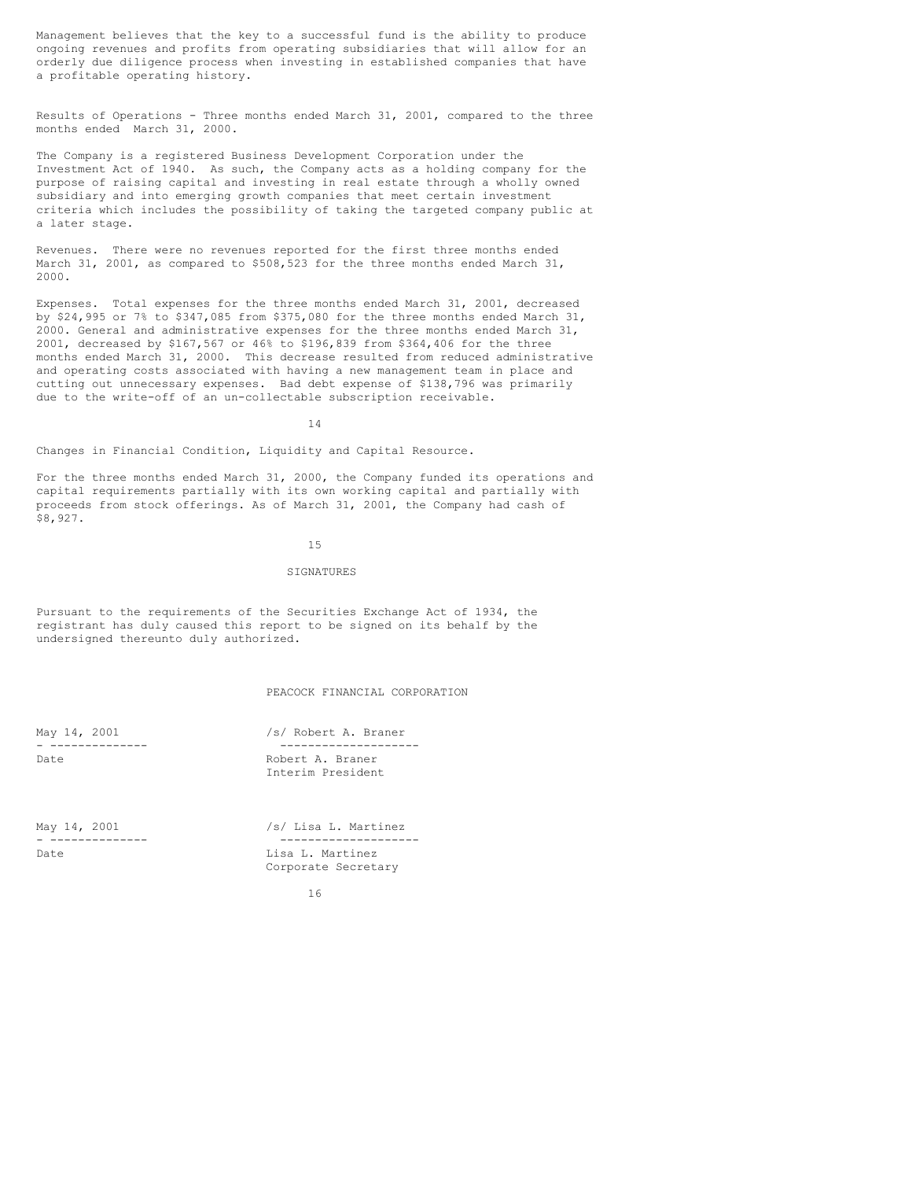Management believes that the key to a successful fund is the ability to produce ongoing revenues and profits from operating subsidiaries that will allow for an orderly due diligence process when investing in established companies that have a profitable operating history.

Results of Operations - Three months ended March 31, 2001, compared to the three months ended March 31, 2000.

The Company is a registered Business Development Corporation under the Investment Act of 1940. As such, the Company acts as a holding company for the purpose of raising capital and investing in real estate through a wholly owned subsidiary and into emerging growth companies that meet certain investment criteria which includes the possibility of taking the targeted company public at a later stage.

Revenues. There were no revenues reported for the first three months ended March 31, 2001, as compared to $508,523 for the three months ended March 31, 2000.

Expenses. Total expenses for the three months ended March 31, 2001, decreased by $24,995 or 7% to $347,085 from $375,080 for the three months ended March 31, 2000. General and administrative expenses for the three months ended March 31, 2001, decreased by $167,567 or 46% to $196,839 from $364,406 for the three months ended March 31, 2000. This decrease resulted from reduced administrative and operating costs associated with having a new management team in place and cutting out unnecessary expenses. Bad debt expense of $138,796 was primarily due to the write-off of an un-collectable subscription receivable.

Changes in Financial Condition, Liquidity and Capital Resource.

For the three months ended March 31, 2000, the Company funded its operations and capital requirements partially with its own working capital and partially with proceeds from stock offerings. As of March 31, 2001, the Company had cash of $8,927.

## SIGNATURES

Pursuant to the requirements of the Securities Exchange Act of 1934, the registrant has duly caused this report to be signed on its behalf by the undersigned thereunto duly authorized.

PEACOCK FINANCIAL CORPORATION

May 14, 2001 /s/ Robert A. Braner

Date

Robert A. Braner
Interim President

May 14, 2001 /s/ Lisa L. Martinez

Date

Lisa L. Martinez
Corporate Secretary